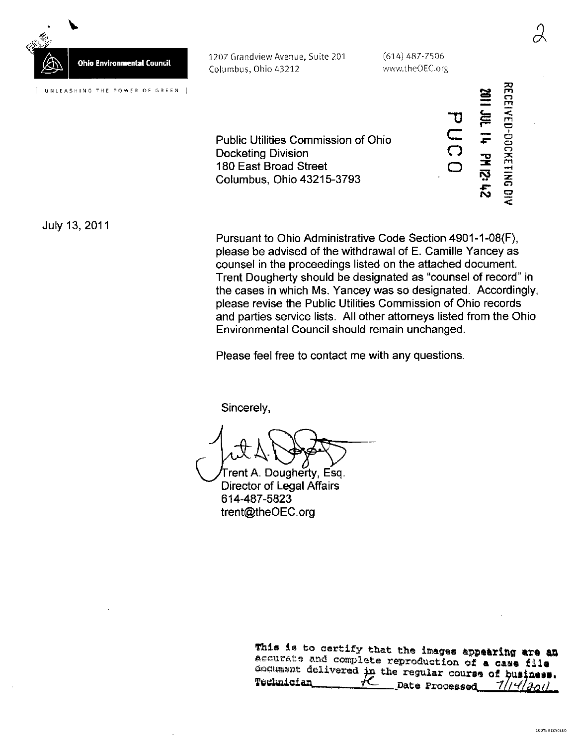**Ohio Environmental Council**

UNLEASHING THE POWER OF GREEN

1207 Grandview Avenue, Suite 201
Columbus, Ohio 43212

(614) 487-7506
www.theOEC.org

RECEIVED-DOCKETING DIV

2011 JUL 14 PM 12:42

PUCO

Public Utilities Commission of Ohio
Docketing Division
180 East Broad Street
Columbus, Ohio 43215-3793

July 13, 2011

Pursuant to Ohio Administrative Code Section 4901-1-08(F), please be advised of the withdrawal of E. Camille Yancey as counsel in the proceedings listed on the attached document. Trent Dougherty should be designated as "counsel of record" in the cases in which Ms. Yancey was so designated. Accordingly, please revise the Public Utilities Commission of Ohio records and parties service lists. All other attorneys listed from the Ohio Environmental Council should remain unchanged.

Please feel free to contact me with any questions.

Sincerely,

Trent A. Dougherty, Esq.
Director of Legal Affairs
614-487-5823
trent@theOEC.org

This is to certify that the images appearing are an accurate and complete reproduction of a case file document delivered in the regular course of business.
Technician ____ Date Processed 7/14/2011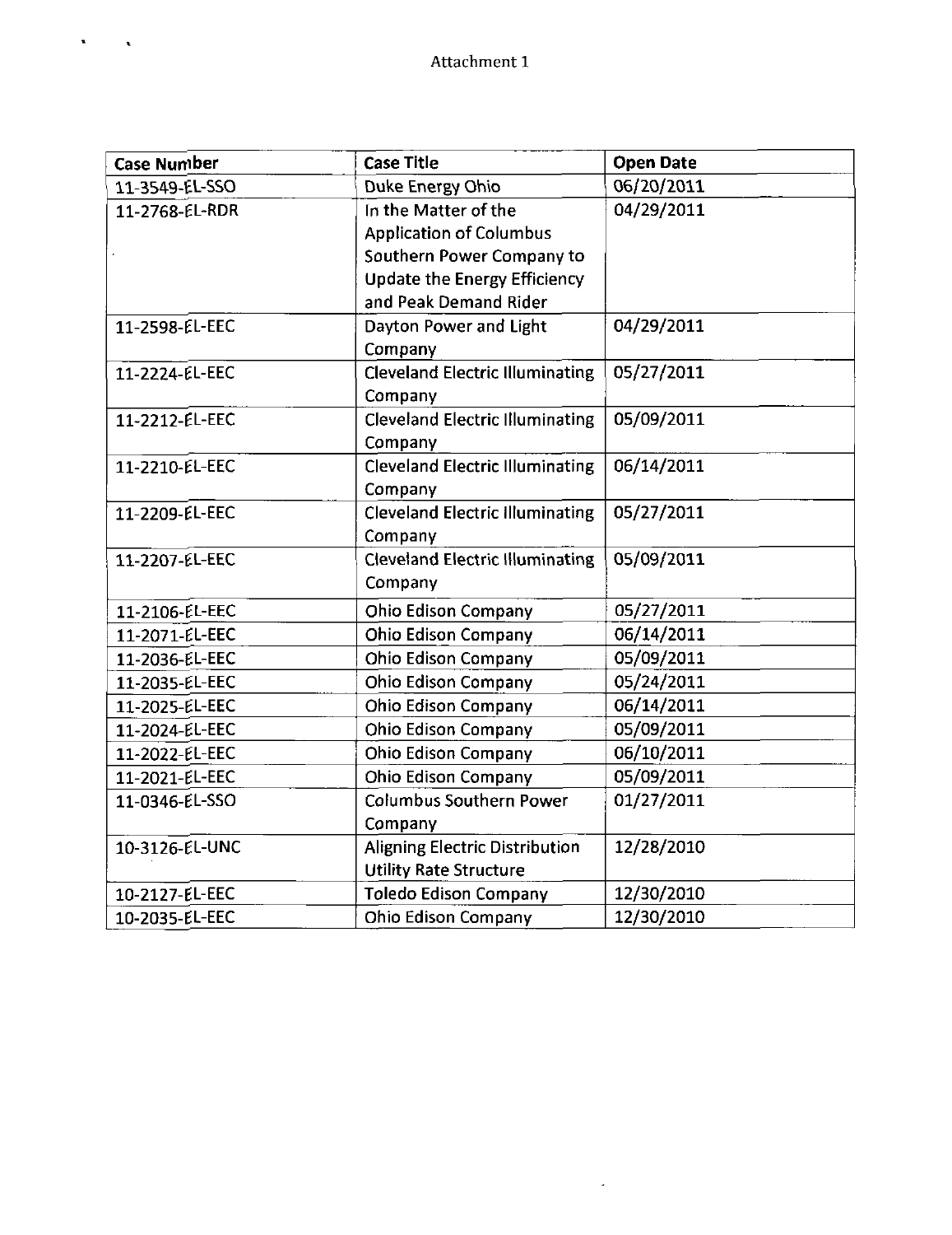Attachment 1

| Case Number | Case Title | Open Date |
|---|---|---|
| 11-3549-EL-SSO | Duke Energy Ohio | 06/20/2011 |
| 11-2768-EL-RDR | In the Matter of the Application of Columbus Southern Power Company to Update the Energy Efficiency and Peak Demand Rider | 04/29/2011 |
| 11-2598-EL-EEC | Dayton Power and Light Company | 04/29/2011 |
| 11-2224-EL-EEC | Cleveland Electric Illuminating Company | 05/27/2011 |
| 11-2212-EL-EEC | Cleveland Electric Illuminating Company | 05/09/2011 |
| 11-2210-EL-EEC | Cleveland Electric Illuminating Company | 06/14/2011 |
| 11-2209-EL-EEC | Cleveland Electric Illuminating Company | 05/27/2011 |
| 11-2207-EL-EEC | Cleveland Electric Illuminating Company | 05/09/2011 |
| 11-2106-EL-EEC | Ohio Edison Company | 05/27/2011 |
| 11-2071-EL-EEC | Ohio Edison Company | 06/14/2011 |
| 11-2036-EL-EEC | Ohio Edison Company | 05/09/2011 |
| 11-2035-EL-EEC | Ohio Edison Company | 05/24/2011 |
| 11-2025-EL-EEC | Ohio Edison Company | 06/14/2011 |
| 11-2024-EL-EEC | Ohio Edison Company | 05/09/2011 |
| 11-2022-EL-EEC | Ohio Edison Company | 06/10/2011 |
| 11-2021-EL-EEC | Ohio Edison Company | 05/09/2011 |
| 11-0346-EL-SSO | Columbus Southern Power Company | 01/27/2011 |
| 10-3126-EL-UNC | Aligning Electric Distribution Utility Rate Structure | 12/28/2010 |
| 10-2127-EL-EEC | Toledo Edison Company | 12/30/2010 |
| 10-2035-EL-EEC | Ohio Edison Company | 12/30/2010 |